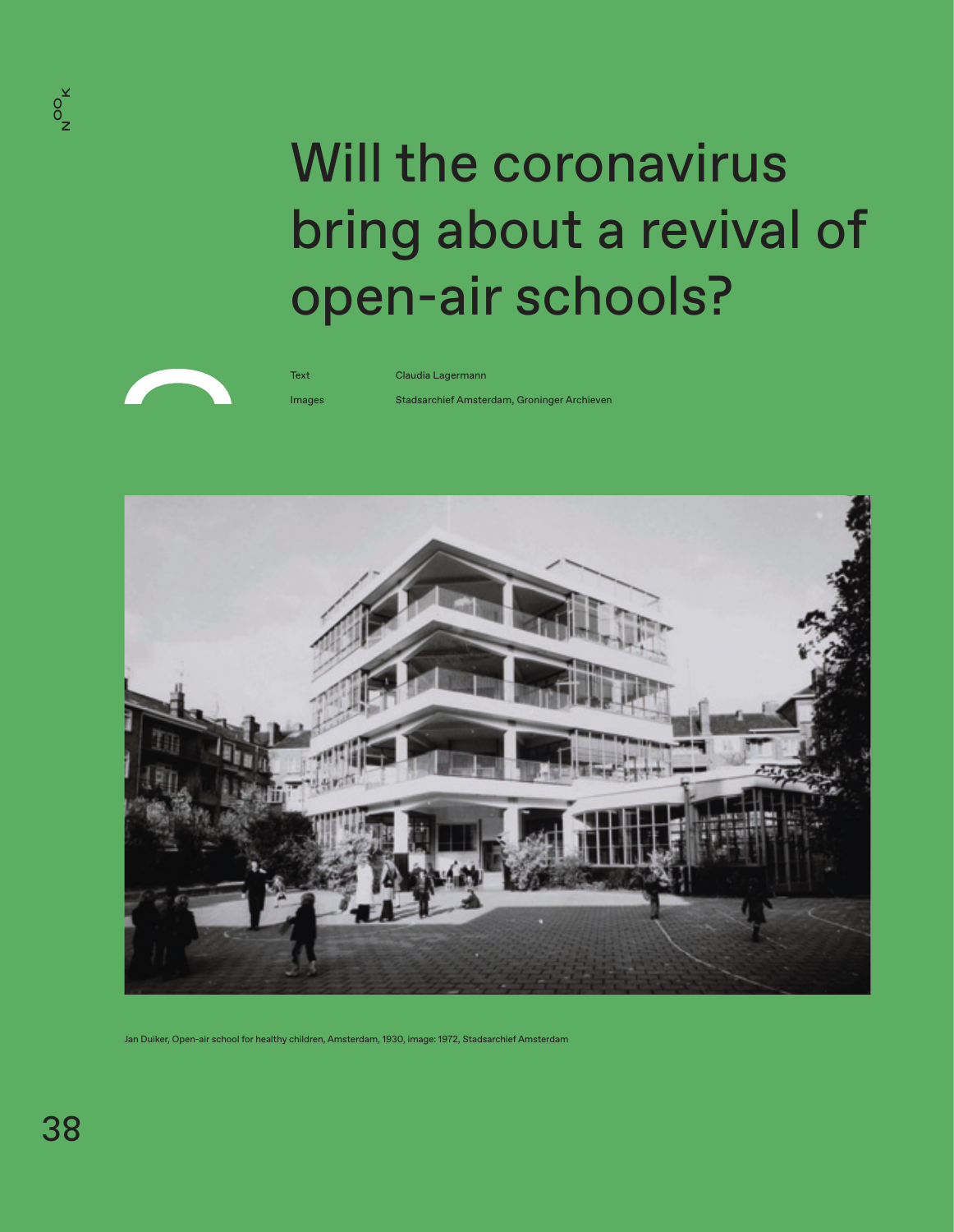# Will the coronavirus bring about a revival of open-air schools?

Text Claudia Lagermann

Images Stadsarchief Amsterdam, Groninger Archieven

Jan Duiker, Open-air school for healthy children, Amsterdam, 1930, image: 1972, Stadsarchief Amsterdam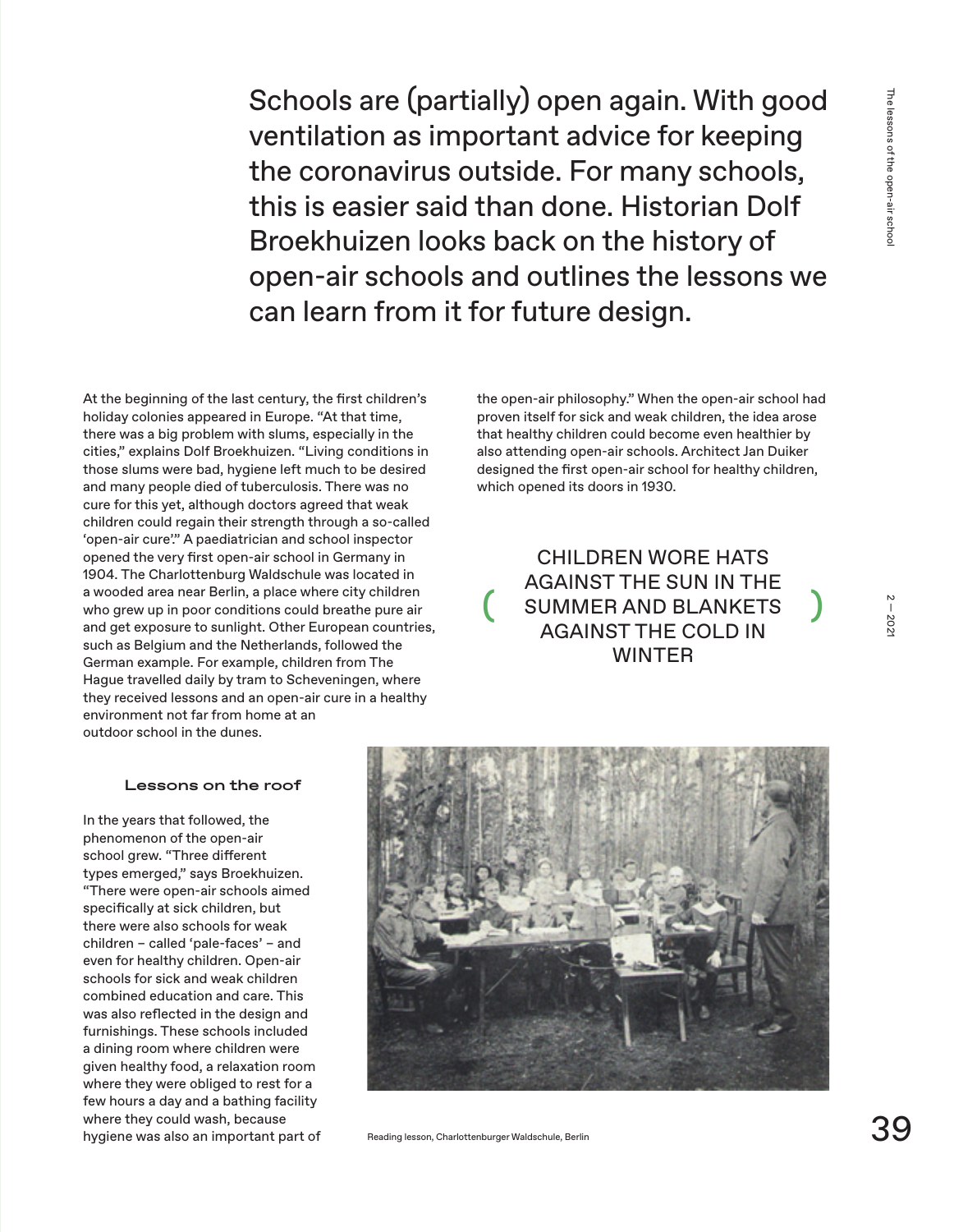Schools are (partially) open again. With good ventilation as important advice for keeping the coronavirus outside. For many schools, this is easier said than done. Historian Dolf Broekhuizen looks back on the history of open-air schools and outlines the lessons we can learn from it for future design.

At the beginning of the last century, the first children's holiday colonies appeared in Europe. "At that time, there was a big problem with slums, especially in the cities," explains Dolf Broekhuizen. "Living conditions in those slums were bad, hygiene left much to be desired and many people died of tuberculosis. There was no cure for this yet, although doctors agreed that weak children could regain their strength through a so-called 'open-air cure'." A paediatrician and school inspector opened the very first open-air school in Germany in 1904. The Charlottenburg Waldschule was located in a wooded area near Berlin, a place where city children who grew up in poor conditions could breathe pure air and get exposure to sunlight. Other European countries, such as Belgium and the Netherlands, followed the German example. For example, children from The Hague travelled daily by tram to Scheveningen, where they received lessons and an open-air cure in a healthy environment not far from home at an outdoor school in the dunes.

### Lessons on the roof

In the years that followed, the phenomenon of the open-air school grew. "Three different types emerged," says Broekhuizen. "There were open-air schools aimed specifically at sick children, but there were also schools for weak children – called 'pale-faces' – and even for healthy children. Open-air schools for sick and weak children combined education and care. This was also reflected in the design and furnishings. These schools included a dining room where children were given healthy food, a relaxation room where they were obliged to rest for a few hours a day and a bathing facility where they could wash, because hygiene was also an important part of the open-air philosophy." When the open-air school had proven itself for sick and weak children, the idea arose that healthy children could become even healthier by also attending open-air schools. Architect Jan Duiker designed the first open-air school for healthy children, which opened its doors in 1930.

> ( CHILDREN WORE HATS AGAINST THE SUN IN THE SUMMER AND BLANKETS AGAINST THE COLD IN WINTER )

Reading lesson, Charlottenburger Waldschule, Berlin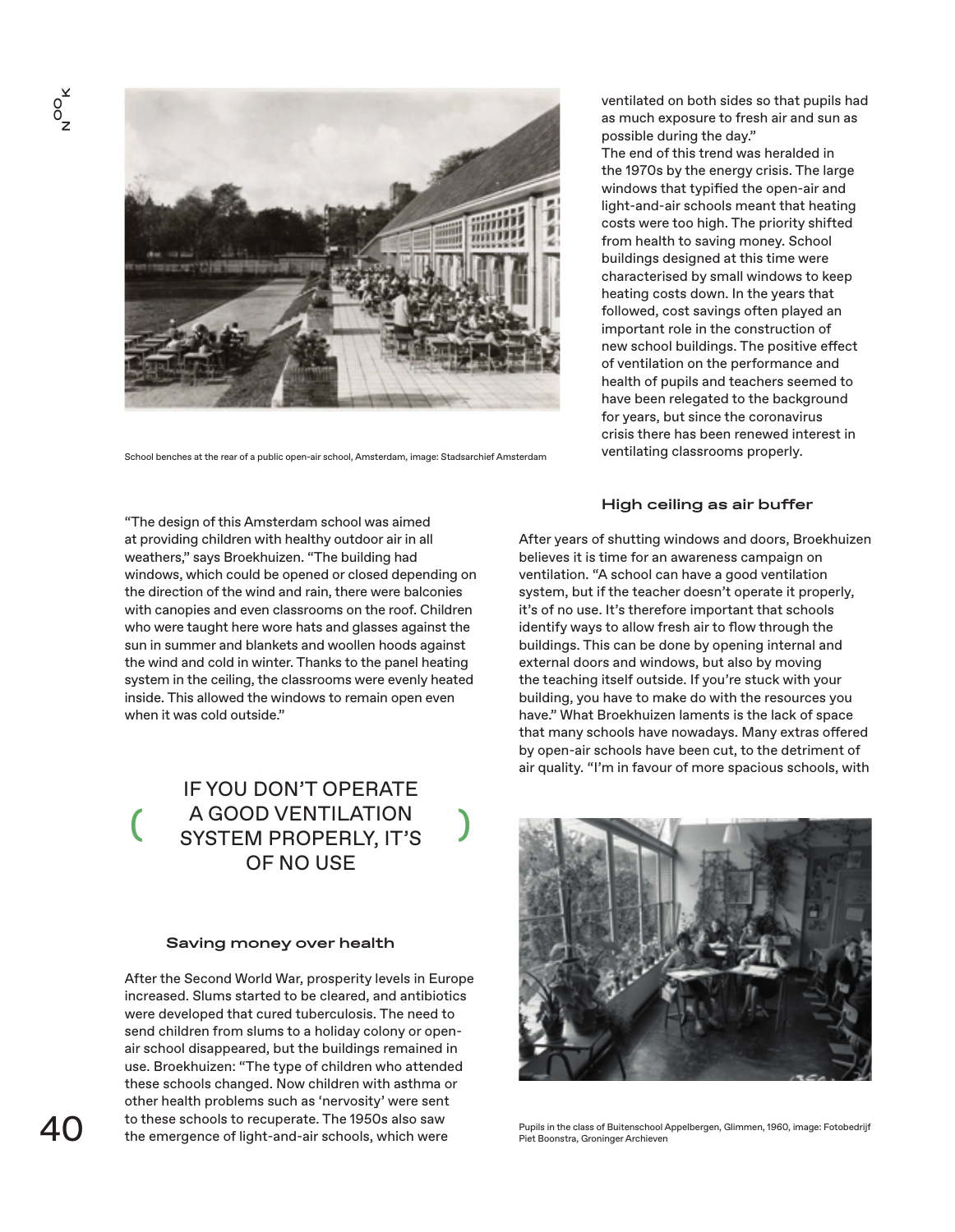School benches at the rear of a public open-air school, Amsterdam, image: Stadsarchief Amsterdam

"The design of this Amsterdam school was aimed at providing children with healthy outdoor air in all weathers," says Broekhuizen. "The building had windows, which could be opened or closed depending on the direction of the wind and rain, there were balconies with canopies and even classrooms on the roof. Children who were taught here wore hats and glasses against the sun in summer and blankets and woollen hoods against the wind and cold in winter. Thanks to the panel heating system in the ceiling, the classrooms were evenly heated inside. This allowed the windows to remain open even when it was cold outside."

> IF YOU DON'T OPERATE A GOOD VENTILATION SYSTEM PROPERLY, IT'S OF NO USE

### Saving money over health

After the Second World War, prosperity levels in Europe increased. Slums started to be cleared, and antibiotics were developed that cured tuberculosis. The need to send children from slums to a holiday colony or open-air school disappeared, but the buildings remained in use. Broekhuizen: "The type of children who attended these schools changed. Now children with asthma or other health problems such as 'nervosity' were sent to these schools to recuperate. The 1950s also saw the emergence of light-and-air schools, which were ventilated on both sides so that pupils had as much exposure to fresh air and sun as possible during the day."

The end of this trend was heralded in the 1970s by the energy crisis. The large windows that typified the open-air and light-and-air schools meant that heating costs were too high. The priority shifted from health to saving money. School buildings designed at this time were characterised by small windows to keep heating costs down. In the years that followed, cost savings often played an important role in the construction of new school buildings. The positive effect of ventilation on the performance and health of pupils and teachers seemed to have been relegated to the background for years, but since the coronavirus crisis there has been renewed interest in ventilating classrooms properly.

### High ceiling as air buffer

After years of shutting windows and doors, Broekhuizen believes it is time for an awareness campaign on ventilation. "A school can have a good ventilation system, but if the teacher doesn't operate it properly, it's of no use. It's therefore important that schools identify ways to allow fresh air to flow through the buildings. This can be done by opening internal and external doors and windows, but also by moving the teaching itself outside. If you're stuck with your building, you have to make do with the resources you have." What Broekhuizen laments is the lack of space that many schools have nowadays. Many extras offered by open-air schools have been cut, to the detriment of air quality. "I'm in favour of more spacious schools, with

Pupils in the class of Buitenschool Appelbergen, Glimmen, 1960, image: Fotobedrijf Piet Boonstra, Groninger Archieven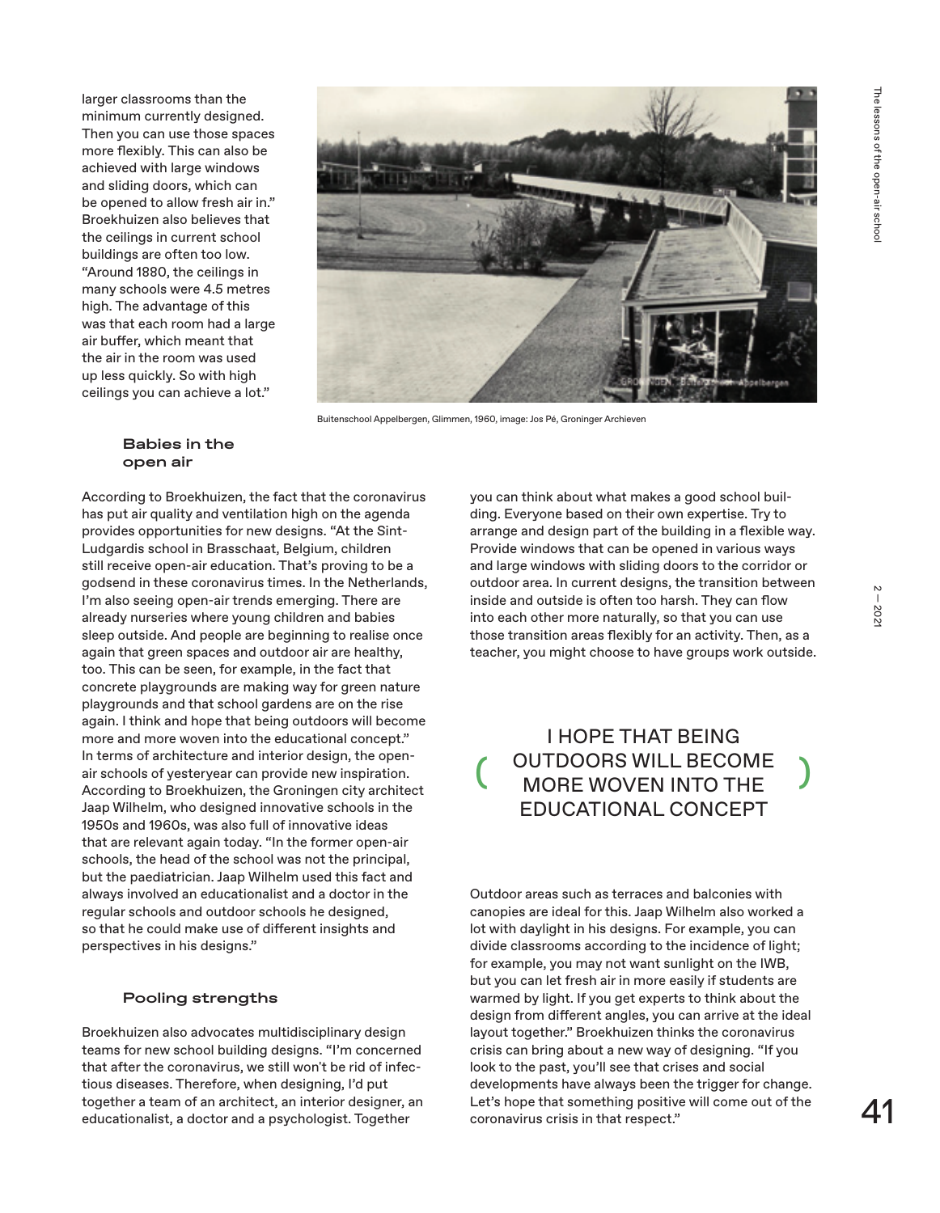larger classrooms than the minimum currently designed. Then you can use those spaces more flexibly. This can also be achieved with large windows and sliding doors, which can be opened to allow fresh air in." Broekhuizen also believes that the ceilings in current school buildings are often too low. "Around 1880, the ceilings in many schools were 4.5 metres high. The advantage of this was that each room had a large air buffer, which meant that the air in the room was used up less quickly. So with high ceilings you can achieve a lot."

Buitenschool Appelbergen, Glimmen, 1960, image: Jos Pé, Groninger Archieven

### Babies in the open air

According to Broekhuizen, the fact that the coronavirus has put air quality and ventilation high on the agenda provides opportunities for new designs. "At the Sint-Ludgardis school in Brasschaat, Belgium, children still receive open-air education. That's proving to be a godsend in these coronavirus times. In the Netherlands, I'm also seeing open-air trends emerging. There are already nurseries where young children and babies sleep outside. And people are beginning to realise once again that green spaces and outdoor air are healthy, too. This can be seen, for example, in the fact that concrete playgrounds are making way for green nature playgrounds and that school gardens are on the rise again. I think and hope that being outdoors will become more and more woven into the educational concept." In terms of architecture and interior design, the open-air schools of yesteryear can provide new inspiration. According to Broekhuizen, the Groningen city architect Jaap Wilhelm, who designed innovative schools in the 1950s and 1960s, was also full of innovative ideas that are relevant again today. "In the former open-air schools, the head of the school was not the principal, but the paediatrician. Jaap Wilhelm used this fact and always involved an educationalist and a doctor in the regular schools and outdoor schools he designed, so that he could make use of different insights and perspectives in his designs."

### Pooling strengths

Broekhuizen also advocates multidisciplinary design teams for new school building designs. "I'm concerned that after the coronavirus, we still won't be rid of infectious diseases. Therefore, when designing, I'd put together a team of an architect, an interior designer, an educationalist, a doctor and a psychologist. Together you can think about what makes a good school building. Everyone based on their own expertise. Try to arrange and design part of the building in a flexible way. Provide windows that can be opened in various ways and large windows with sliding doors to the corridor or outdoor area. In current designs, the transition between inside and outside is often too harsh. They can flow into each other more naturally, so that you can use those transition areas flexibly for an activity. Then, as a teacher, you might choose to have groups work outside.

( I HOPE THAT BEING OUTDOORS WILL BECOME MORE WOVEN INTO THE EDUCATIONAL CONCEPT )

Outdoor areas such as terraces and balconies with canopies are ideal for this. Jaap Wilhelm also worked a lot with daylight in his designs. For example, you can divide classrooms according to the incidence of light; for example, you may not want sunlight on the IWB, but you can let fresh air in more easily if students are warmed by light. If you get experts to think about the design from different angles, you can arrive at the ideal layout together." Broekhuizen thinks the coronavirus crisis can bring about a new way of designing. "If you look to the past, you'll see that crises and social developments have always been the trigger for change. Let's hope that something positive will come out of the coronavirus crisis in that respect."